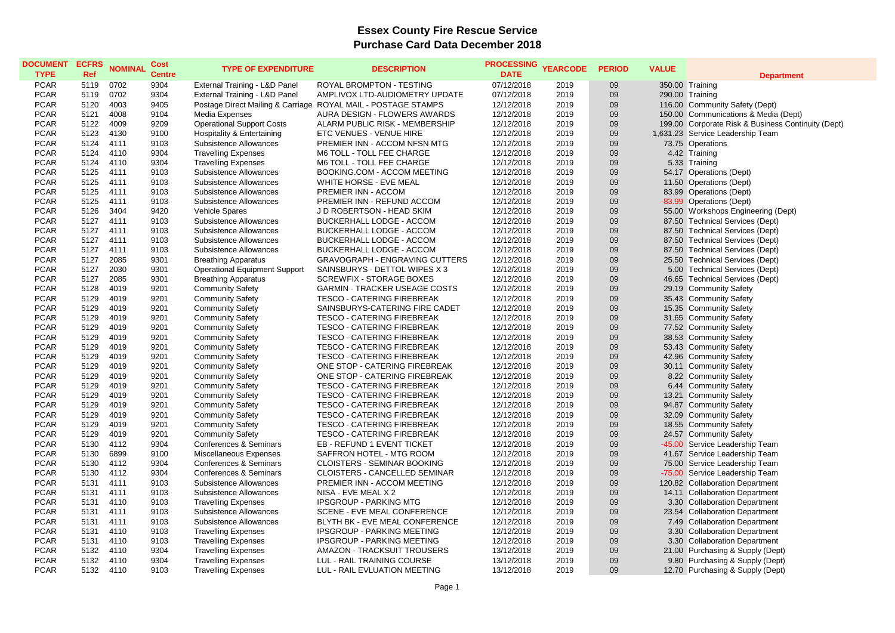# Essex County Fire Rescue Service

## Purchase Card Data December 2018

| DOCUMENT TYPE | ECFRS Ref | NOMINAL | Cost Centre | TYPE OF EXPENDITURE | DESCRIPTION | PROCESSING DATE | YEARCODE | PERIOD | VALUE | Department |
|---|---|---|---|---|---|---|---|---|---|---|
| PCAR | 5119 | 0702 | 9304 | External Training - L&D Panel | ROYAL BROMPTON - TESTING | 07/12/2018 | 2019 | 09 | 350.00 | Training |
| PCAR | 5119 | 0702 | 9304 | External Training - L&D Panel | AMPLIVOX LTD-AUDIOMETRY UPDATE | 07/12/2018 | 2019 | 09 | 290.00 | Training |
| PCAR | 5120 | 4003 | 9405 | Postage Direct Mailing & Carriage | ROYAL MAIL - POSTAGE STAMPS | 12/12/2018 | 2019 | 09 | 116.00 | Community Safety (Dept) |
| PCAR | 5121 | 4008 | 9104 | Media Expenses | AURA DESIGN - FLOWERS AWARDS | 12/12/2018 | 2019 | 09 | 150.00 | Communications & Media (Dept) |
| PCAR | 5122 | 4009 | 9209 | Operational Support Costs | ALARM PUBLIC RISK - MEMBERSHIP | 12/12/2018 | 2019 | 09 | 199.00 | Corporate Risk & Business Continuity (Dept) |
| PCAR | 5123 | 4130 | 9100 | Hospitality & Entertaining | ETC VENUES - VENUE HIRE | 12/12/2018 | 2019 | 09 | 1,631.23 | Service Leadership Team |
| PCAR | 5124 | 4111 | 9103 | Subsistence Allowances | PREMIER INN - ACCOM NFSN MTG | 12/12/2018 | 2019 | 09 | 73.75 | Operations |
| PCAR | 5124 | 4110 | 9304 | Travelling Expenses | M6 TOLL - TOLL FEE CHARGE | 12/12/2018 | 2019 | 09 | 4.42 | Training |
| PCAR | 5124 | 4110 | 9304 | Travelling Expenses | M6 TOLL - TOLL FEE CHARGE | 12/12/2018 | 2019 | 09 | 5.33 | Training |
| PCAR | 5125 | 4111 | 9103 | Subsistence Allowances | BOOKING.COM - ACCOM MEETING | 12/12/2018 | 2019 | 09 | 54.17 | Operations (Dept) |
| PCAR | 5125 | 4111 | 9103 | Subsistence Allowances | WHITE HORSE - EVE MEAL | 12/12/2018 | 2019 | 09 | 11.50 | Operations (Dept) |
| PCAR | 5125 | 4111 | 9103 | Subsistence Allowances | PREMIER INN - ACCOM | 12/12/2018 | 2019 | 09 | 83.99 | Operations (Dept) |
| PCAR | 5125 | 4111 | 9103 | Subsistence Allowances | PREMIER INN - REFUND ACCOM | 12/12/2018 | 2019 | 09 | -83.99 | Operations (Dept) |
| PCAR | 5126 | 3404 | 9420 | Vehicle Spares | J D ROBERTSON - HEAD SKIM | 12/12/2018 | 2019 | 09 | 55.00 | Workshops Engineering (Dept) |
| PCAR | 5127 | 4111 | 9103 | Subsistence Allowances | BUCKERHALL LODGE - ACCOM | 12/12/2018 | 2019 | 09 | 87.50 | Technical Services (Dept) |
| PCAR | 5127 | 4111 | 9103 | Subsistence Allowances | BUCKERHALL LODGE - ACCOM | 12/12/2018 | 2019 | 09 | 87.50 | Technical Services (Dept) |
| PCAR | 5127 | 4111 | 9103 | Subsistence Allowances | BUCKERHALL LODGE - ACCOM | 12/12/2018 | 2019 | 09 | 87.50 | Technical Services (Dept) |
| PCAR | 5127 | 4111 | 9103 | Subsistence Allowances | BUCKERHALL LODGE - ACCOM | 12/12/2018 | 2019 | 09 | 87.50 | Technical Services (Dept) |
| PCAR | 5127 | 2085 | 9301 | Breathing Apparatus | GRAVOGRAPH - ENGRAVING CUTTERS | 12/12/2018 | 2019 | 09 | 25.50 | Technical Services (Dept) |
| PCAR | 5127 | 2030 | 9301 | Operational Equipment Support | SAINSBURYS - DETTOL WIPES X 3 | 12/12/2018 | 2019 | 09 | 5.00 | Technical Services (Dept) |
| PCAR | 5127 | 2085 | 9301 | Breathing Apparatus | SCREWFIX - STORAGE BOXES | 12/12/2018 | 2019 | 09 | 46.65 | Technical Services (Dept) |
| PCAR | 5128 | 4019 | 9201 | Community Safety | GARMIN - TRACKER USEAGE COSTS | 12/12/2018 | 2019 | 09 | 29.19 | Community Safety |
| PCAR | 5129 | 4019 | 9201 | Community Safety | TESCO - CATERING FIREBREAK | 12/12/2018 | 2019 | 09 | 35.43 | Community Safety |
| PCAR | 5129 | 4019 | 9201 | Community Safety | SAINSBURYS-CATERING FIRE CADET | 12/12/2018 | 2019 | 09 | 15.35 | Community Safety |
| PCAR | 5129 | 4019 | 9201 | Community Safety | TESCO - CATERING FIREBREAK | 12/12/2018 | 2019 | 09 | 31.65 | Community Safety |
| PCAR | 5129 | 4019 | 9201 | Community Safety | TESCO - CATERING FIREBREAK | 12/12/2018 | 2019 | 09 | 77.52 | Community Safety |
| PCAR | 5129 | 4019 | 9201 | Community Safety | TESCO - CATERING FIREBREAK | 12/12/2018 | 2019 | 09 | 38.53 | Community Safety |
| PCAR | 5129 | 4019 | 9201 | Community Safety | TESCO - CATERING FIREBREAK | 12/12/2018 | 2019 | 09 | 53.43 | Community Safety |
| PCAR | 5129 | 4019 | 9201 | Community Safety | TESCO - CATERING FIREBREAK | 12/12/2018 | 2019 | 09 | 42.96 | Community Safety |
| PCAR | 5129 | 4019 | 9201 | Community Safety | ONE STOP - CATERING FIREBREAK | 12/12/2018 | 2019 | 09 | 30.11 | Community Safety |
| PCAR | 5129 | 4019 | 9201 | Community Safety | ONE STOP - CATERING FIREBREAK | 12/12/2018 | 2019 | 09 | 8.22 | Community Safety |
| PCAR | 5129 | 4019 | 9201 | Community Safety | TESCO - CATERING FIREBREAK | 12/12/2018 | 2019 | 09 | 6.44 | Community Safety |
| PCAR | 5129 | 4019 | 9201 | Community Safety | TESCO - CATERING FIREBREAK | 12/12/2018 | 2019 | 09 | 13.21 | Community Safety |
| PCAR | 5129 | 4019 | 9201 | Community Safety | TESCO - CATERING FIREBREAK | 12/12/2018 | 2019 | 09 | 94.87 | Community Safety |
| PCAR | 5129 | 4019 | 9201 | Community Safety | TESCO - CATERING FIREBREAK | 12/12/2018 | 2019 | 09 | 32.09 | Community Safety |
| PCAR | 5129 | 4019 | 9201 | Community Safety | TESCO - CATERING FIREBREAK | 12/12/2018 | 2019 | 09 | 18.55 | Community Safety |
| PCAR | 5129 | 4019 | 9201 | Community Safety | TESCO - CATERING FIREBREAK | 12/12/2018 | 2019 | 09 | 24.57 | Community Safety |
| PCAR | 5130 | 4112 | 9304 | Conferences & Seminars | EB - REFUND 1 EVENT TICKET | 12/12/2018 | 2019 | 09 | -45.00 | Service Leadership Team |
| PCAR | 5130 | 6899 | 9100 | Miscellaneous Expenses | SAFFRON HOTEL - MTG ROOM | 12/12/2018 | 2019 | 09 | 41.67 | Service Leadership Team |
| PCAR | 5130 | 4112 | 9304 | Conferences & Seminars | CLOISTERS - SEMINAR BOOKING | 12/12/2018 | 2019 | 09 | 75.00 | Service Leadership Team |
| PCAR | 5130 | 4112 | 9304 | Conferences & Seminars | CLOISTERS - CANCELLED SEMINAR | 12/12/2018 | 2019 | 09 | -75.00 | Service Leadership Team |
| PCAR | 5131 | 4111 | 9103 | Subsistence Allowances | PREMIER INN - ACCOM MEETING | 12/12/2018 | 2019 | 09 | 120.82 | Collaboration Department |
| PCAR | 5131 | 4111 | 9103 | Subsistence Allowances | NISA - EVE MEAL X 2 | 12/12/2018 | 2019 | 09 | 14.11 | Collaboration Department |
| PCAR | 5131 | 4110 | 9103 | Travelling Expenses | IPSGROUP - PARKING MTG | 12/12/2018 | 2019 | 09 | 3.30 | Collaboration Department |
| PCAR | 5131 | 4111 | 9103 | Subsistence Allowances | SCENE - EVE MEAL CONFERENCE | 12/12/2018 | 2019 | 09 | 23.54 | Collaboration Department |
| PCAR | 5131 | 4111 | 9103 | Subsistence Allowances | BLYTH BK - EVE MEAL CONFERENCE | 12/12/2018 | 2019 | 09 | 7.49 | Collaboration Department |
| PCAR | 5131 | 4110 | 9103 | Travelling Expenses | IPSGROUP - PARKING MEETING | 12/12/2018 | 2019 | 09 | 3.30 | Collaboration Department |
| PCAR | 5131 | 4110 | 9103 | Travelling Expenses | IPSGROUP - PARKING MEETING | 12/12/2018 | 2019 | 09 | 3.30 | Collaboration Department |
| PCAR | 5132 | 4110 | 9304 | Travelling Expenses | AMAZON - TRACKSUIT TROUSERS | 13/12/2018 | 2019 | 09 | 21.00 | Purchasing & Supply (Dept) |
| PCAR | 5132 | 4110 | 9304 | Travelling Expenses | LUL - RAIL TRAINING COURSE | 13/12/2018 | 2019 | 09 | 9.80 | Purchasing & Supply (Dept) |
| PCAR | 5132 | 4110 | 9103 | Travelling Expenses | LUL - RAIL EVLUATION MEETING | 13/12/2018 | 2019 | 09 | 12.70 | Purchasing & Supply (Dept) |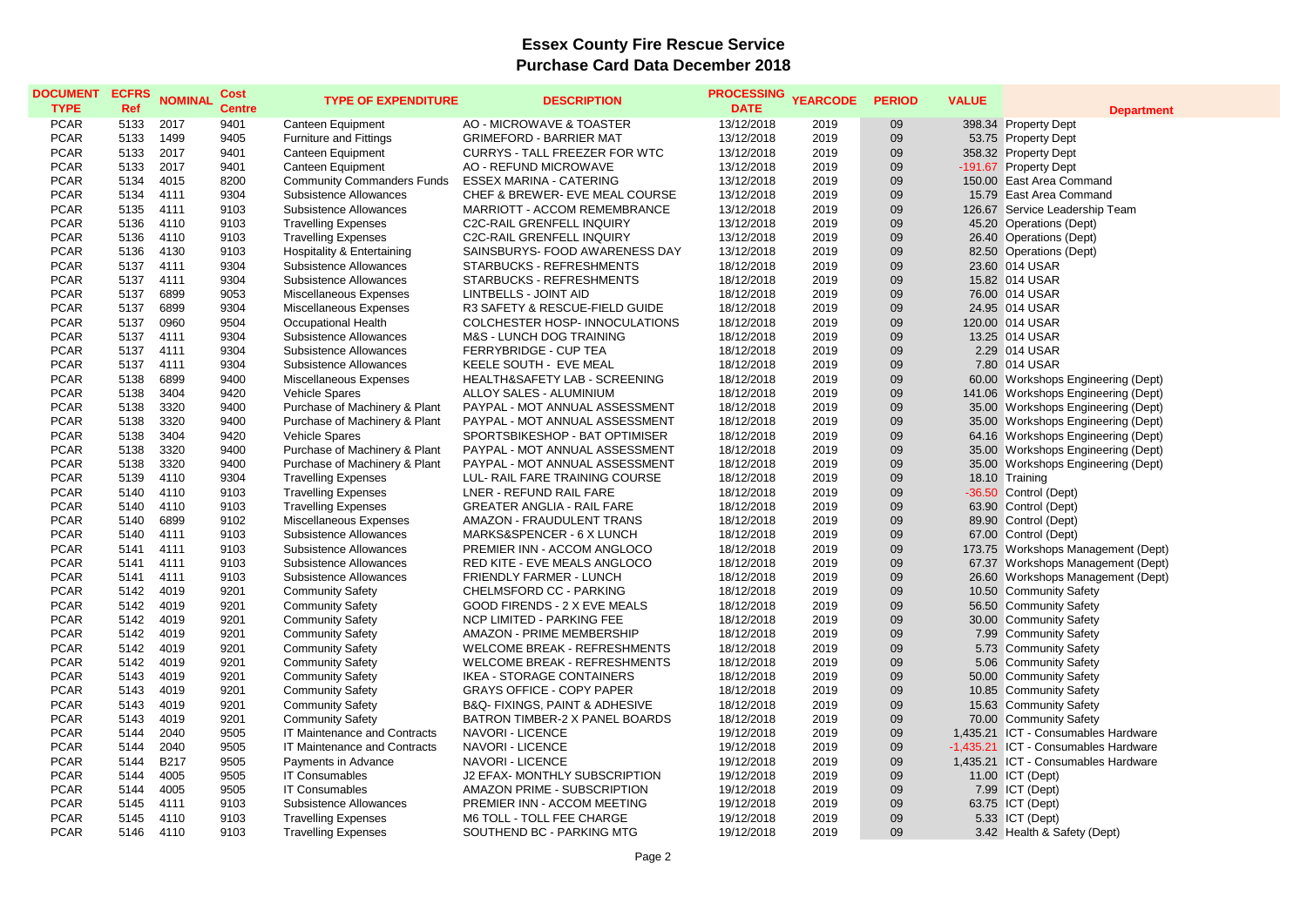# Essex County Fire Rescue Service
## Purchase Card Data December 2018

| DOCUMENT TYPE | ECFRS Ref | NOMINAL | Cost Centre | TYPE OF EXPENDITURE | DESCRIPTION | PROCESSING DATE | YEARCODE | PERIOD | VALUE | Department |
|---|---|---|---|---|---|---|---|---|---|---|
| PCAR | 5133 | 2017 | 9401 | Canteen Equipment | AO - MICROWAVE & TOASTER | 13/12/2018 | 2019 | 09 | 398.34 | Property Dept |
| PCAR | 5133 | 1499 | 9405 | Furniture and Fittings | GRIMEFORD - BARRIER MAT | 13/12/2018 | 2019 | 09 | 53.75 | Property Dept |
| PCAR | 5133 | 2017 | 9401 | Canteen Equipment | CURRYS - TALL FREEZER FOR WTC | 13/12/2018 | 2019 | 09 | 358.32 | Property Dept |
| PCAR | 5133 | 2017 | 9401 | Canteen Equipment | AO - REFUND MICROWAVE | 13/12/2018 | 2019 | 09 | -191.67 | Property Dept |
| PCAR | 5134 | 4015 | 8200 | Community Commanders Funds | ESSEX MARINA - CATERING | 13/12/2018 | 2019 | 09 | 150.00 | East Area Command |
| PCAR | 5134 | 4111 | 9304 | Subsistence Allowances | CHEF & BREWER- EVE MEAL COURSE | 13/12/2018 | 2019 | 09 | 15.79 | East Area Command |
| PCAR | 5135 | 4111 | 9103 | Subsistence Allowances | MARRIOTT - ACCOM REMEMBRANCE | 13/12/2018 | 2019 | 09 | 126.67 | Service Leadership Team |
| PCAR | 5136 | 4110 | 9103 | Travelling Expenses | C2C-RAIL GRENFELL INQUIRY | 13/12/2018 | 2019 | 09 | 45.20 | Operations (Dept) |
| PCAR | 5136 | 4110 | 9103 | Travelling Expenses | C2C-RAIL GRENFELL INQUIRY | 13/12/2018 | 2019 | 09 | 26.40 | Operations (Dept) |
| PCAR | 5136 | 4130 | 9103 | Hospitality & Entertaining | SAINSBURYS- FOOD AWARENESS DAY | 13/12/2018 | 2019 | 09 | 82.50 | Operations (Dept) |
| PCAR | 5137 | 4111 | 9304 | Subsistence Allowances | STARBUCKS - REFRESHMENTS | 18/12/2018 | 2019 | 09 | 23.60 | 014 USAR |
| PCAR | 5137 | 4111 | 9304 | Subsistence Allowances | STARBUCKS - REFRESHMENTS | 18/12/2018 | 2019 | 09 | 15.82 | 014 USAR |
| PCAR | 5137 | 6899 | 9053 | Miscellaneous Expenses | LINTBELLS - JOINT AID | 18/12/2018 | 2019 | 09 | 76.00 | 014 USAR |
| PCAR | 5137 | 6899 | 9304 | Miscellaneous Expenses | R3 SAFETY & RESCUE-FIELD GUIDE | 18/12/2018 | 2019 | 09 | 24.95 | 014 USAR |
| PCAR | 5137 | 0960 | 9504 | Occupational Health | COLCHESTER HOSP- INNOCULATIONS | 18/12/2018 | 2019 | 09 | 120.00 | 014 USAR |
| PCAR | 5137 | 4111 | 9304 | Subsistence Allowances | M&S - LUNCH DOG TRAINING | 18/12/2018 | 2019 | 09 | 13.25 | 014 USAR |
| PCAR | 5137 | 4111 | 9304 | Subsistence Allowances | FERRYBRIDGE - CUP TEA | 18/12/2018 | 2019 | 09 | 2.29 | 014 USAR |
| PCAR | 5137 | 4111 | 9304 | Subsistence Allowances | KEELE SOUTH - EVE MEAL | 18/12/2018 | 2019 | 09 | 7.80 | 014 USAR |
| PCAR | 5138 | 6899 | 9400 | Miscellaneous Expenses | HEALTH&SAFETY LAB - SCREENING | 18/12/2018 | 2019 | 09 | 60.00 | Workshops Engineering (Dept) |
| PCAR | 5138 | 3404 | 9420 | Vehicle Spares | ALLOY SALES - ALUMINIUM | 18/12/2018 | 2019 | 09 | 141.06 | Workshops Engineering (Dept) |
| PCAR | 5138 | 3320 | 9400 | Purchase of Machinery & Plant | PAYPAL - MOT ANNUAL ASSESSMENT | 18/12/2018 | 2019 | 09 | 35.00 | Workshops Engineering (Dept) |
| PCAR | 5138 | 3320 | 9400 | Purchase of Machinery & Plant | PAYPAL - MOT ANNUAL ASSESSMENT | 18/12/2018 | 2019 | 09 | 35.00 | Workshops Engineering (Dept) |
| PCAR | 5138 | 3404 | 9420 | Vehicle Spares | SPORTSBIKESHOP - BAT OPTIMISER | 18/12/2018 | 2019 | 09 | 64.16 | Workshops Engineering (Dept) |
| PCAR | 5138 | 3320 | 9400 | Purchase of Machinery & Plant | PAYPAL - MOT ANNUAL ASSESSMENT | 18/12/2018 | 2019 | 09 | 35.00 | Workshops Engineering (Dept) |
| PCAR | 5138 | 3320 | 9400 | Purchase of Machinery & Plant | PAYPAL - MOT ANNUAL ASSESSMENT | 18/12/2018 | 2019 | 09 | 35.00 | Workshops Engineering (Dept) |
| PCAR | 5139 | 4110 | 9304 | Travelling Expenses | LUL- RAIL FARE TRAINING COURSE | 18/12/2018 | 2019 | 09 | 18.10 | Training |
| PCAR | 5140 | 4110 | 9103 | Travelling Expenses | LNER - REFUND RAIL FARE | 18/12/2018 | 2019 | 09 | -36.50 | Control (Dept) |
| PCAR | 5140 | 4110 | 9103 | Travelling Expenses | GREATER ANGLIA - RAIL FARE | 18/12/2018 | 2019 | 09 | 63.90 | Control (Dept) |
| PCAR | 5140 | 6899 | 9102 | Miscellaneous Expenses | AMAZON - FRAUDULENT TRANS | 18/12/2018 | 2019 | 09 | 89.90 | Control (Dept) |
| PCAR | 5140 | 4111 | 9103 | Subsistence Allowances | MARKS&SPENCER - 6 X LUNCH | 18/12/2018 | 2019 | 09 | 67.00 | Control (Dept) |
| PCAR | 5141 | 4111 | 9103 | Subsistence Allowances | PREMIER INN - ACCOM ANGLOCO | 18/12/2018 | 2019 | 09 | 173.75 | Workshops Management (Dept) |
| PCAR | 5141 | 4111 | 9103 | Subsistence Allowances | RED KITE - EVE MEALS ANGLOCO | 18/12/2018 | 2019 | 09 | 67.37 | Workshops Management (Dept) |
| PCAR | 5141 | 4111 | 9103 | Subsistence Allowances | FRIENDLY FARMER - LUNCH | 18/12/2018 | 2019 | 09 | 26.60 | Workshops Management (Dept) |
| PCAR | 5142 | 4019 | 9201 | Community Safety | CHELMSFORD CC - PARKING | 18/12/2018 | 2019 | 09 | 10.50 | Community Safety |
| PCAR | 5142 | 4019 | 9201 | Community Safety | GOOD FIRENDS - 2 X EVE MEALS | 18/12/2018 | 2019 | 09 | 56.50 | Community Safety |
| PCAR | 5142 | 4019 | 9201 | Community Safety | NCP LIMITED - PARKING FEE | 18/12/2018 | 2019 | 09 | 30.00 | Community Safety |
| PCAR | 5142 | 4019 | 9201 | Community Safety | AMAZON - PRIME MEMBERSHIP | 18/12/2018 | 2019 | 09 | 7.99 | Community Safety |
| PCAR | 5142 | 4019 | 9201 | Community Safety | WELCOME BREAK - REFRESHMENTS | 18/12/2018 | 2019 | 09 | 5.73 | Community Safety |
| PCAR | 5142 | 4019 | 9201 | Community Safety | WELCOME BREAK - REFRESHMENTS | 18/12/2018 | 2019 | 09 | 5.06 | Community Safety |
| PCAR | 5143 | 4019 | 9201 | Community Safety | IKEA - STORAGE CONTAINERS | 18/12/2018 | 2019 | 09 | 50.00 | Community Safety |
| PCAR | 5143 | 4019 | 9201 | Community Safety | GRAYS OFFICE - COPY PAPER | 18/12/2018 | 2019 | 09 | 10.85 | Community Safety |
| PCAR | 5143 | 4019 | 9201 | Community Safety | B&Q- FIXINGS, PAINT & ADHESIVE | 18/12/2018 | 2019 | 09 | 15.63 | Community Safety |
| PCAR | 5143 | 4019 | 9201 | Community Safety | BATRON TIMBER-2 X PANEL BOARDS | 18/12/2018 | 2019 | 09 | 70.00 | Community Safety |
| PCAR | 5144 | 2040 | 9505 | IT Maintenance and Contracts | NAVORI - LICENCE | 19/12/2018 | 2019 | 09 | 1,435.21 | ICT - Consumables Hardware |
| PCAR | 5144 | 2040 | 9505 | IT Maintenance and Contracts | NAVORI - LICENCE | 19/12/2018 | 2019 | 09 | -1,435.21 | ICT - Consumables Hardware |
| PCAR | 5144 | B217 | 9505 | Payments in Advance | NAVORI - LICENCE | 19/12/2018 | 2019 | 09 | 1,435.21 | ICT - Consumables Hardware |
| PCAR | 5144 | 4005 | 9505 | IT Consumables | J2 EFAX- MONTHLY SUBSCRIPTION | 19/12/2018 | 2019 | 09 | 11.00 | ICT (Dept) |
| PCAR | 5144 | 4005 | 9505 | IT Consumables | AMAZON PRIME - SUBSCRIPTION | 19/12/2018 | 2019 | 09 | 7.99 | ICT (Dept) |
| PCAR | 5145 | 4111 | 9103 | Subsistence Allowances | PREMIER INN - ACCOM MEETING | 19/12/2018 | 2019 | 09 | 63.75 | ICT (Dept) |
| PCAR | 5145 | 4110 | 9103 | Travelling Expenses | M6 TOLL - TOLL FEE CHARGE | 19/12/2018 | 2019 | 09 | 5.33 | ICT (Dept) |
| PCAR | 5146 | 4110 | 9103 | Travelling Expenses | SOUTHEND BC - PARKING MTG | 19/12/2018 | 2019 | 09 | 3.42 | Health & Safety (Dept) |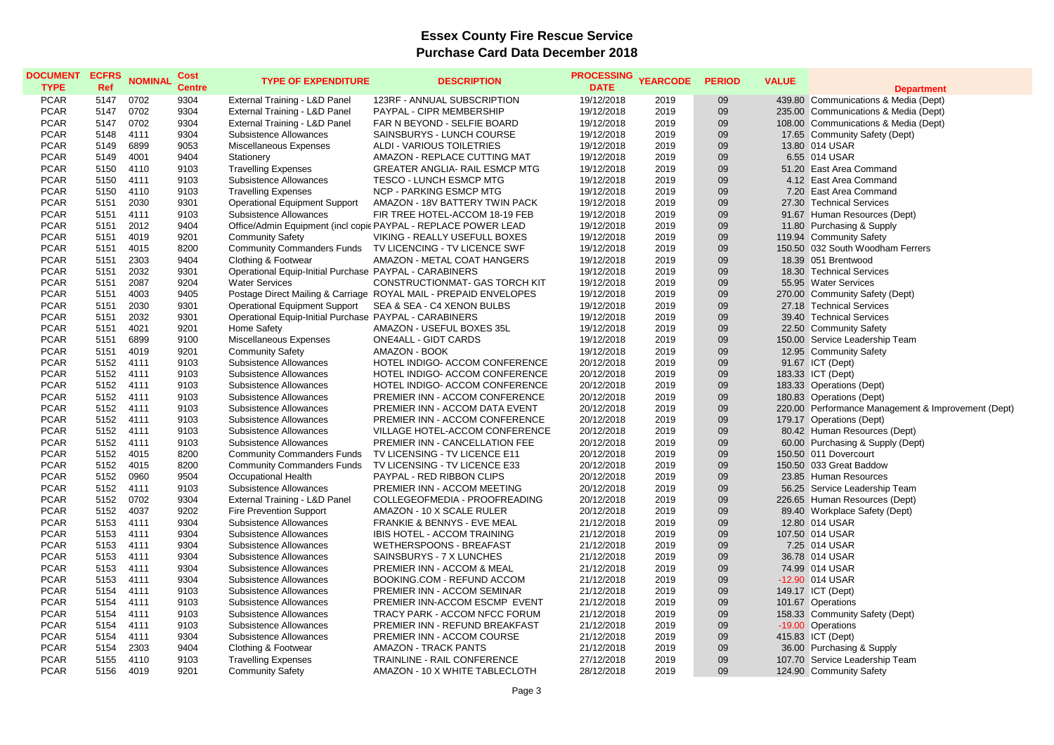# Essex County Fire Rescue Service

## Purchase Card Data December 2018

| DOCUMENT TYPE | ECFRS Ref | NOMINAL | Cost Centre | TYPE OF EXPENDITURE | DESCRIPTION | PROCESSING DATE | YEARCODE | PERIOD | VALUE | Department |
|---|---|---|---|---|---|---|---|---|---|---|
| PCAR | 5147 | 0702 | 9304 | External Training - L&D Panel | 123RF - ANNUAL SUBSCRIPTION | 19/12/2018 | 2019 | 09 | 439.80 | Communications & Media (Dept) |
| PCAR | 5147 | 0702 | 9304 | External Training - L&D Panel | PAYPAL - CIPR MEMBERSHIP | 19/12/2018 | 2019 | 09 | 235.00 | Communications & Media (Dept) |
| PCAR | 5147 | 0702 | 9304 | External Training - L&D Panel | FAR N BEYOND - SELFIE BOARD | 19/12/2018 | 2019 | 09 | 108.00 | Communications & Media (Dept) |
| PCAR | 5148 | 4111 | 9304 | Subsistence Allowances | SAINSBURYS - LUNCH COURSE | 19/12/2018 | 2019 | 09 | 17.65 | Community Safety (Dept) |
| PCAR | 5149 | 6899 | 9053 | Miscellaneous Expenses | ALDI - VARIOUS TOILETRIES | 19/12/2018 | 2019 | 09 | 13.80 | 014 USAR |
| PCAR | 5149 | 4001 | 9404 | Stationery | AMAZON - REPLACE CUTTING MAT | 19/12/2018 | 2019 | 09 | 6.55 | 014 USAR |
| PCAR | 5150 | 4110 | 9103 | Travelling Expenses | GREATER ANGLIA- RAIL ESMCP MTG | 19/12/2018 | 2019 | 09 | 51.20 | East Area Command |
| PCAR | 5150 | 4111 | 9103 | Subsistence Allowances | TESCO - LUNCH ESMCP MTG | 19/12/2018 | 2019 | 09 | 4.12 | East Area Command |
| PCAR | 5150 | 4110 | 9103 | Travelling Expenses | NCP - PARKING ESMCP MTG | 19/12/2018 | 2019 | 09 | 7.20 | East Area Command |
| PCAR | 5151 | 2030 | 9301 | Operational Equipment Support | AMAZON - 18V BATTERY TWIN PACK | 19/12/2018 | 2019 | 09 | 27.30 | Technical Services |
| PCAR | 5151 | 4111 | 9103 | Subsistence Allowances | FIR TREE HOTEL-ACCOM 18-19 FEB | 19/12/2018 | 2019 | 09 | 91.67 | Human Resources (Dept) |
| PCAR | 5151 | 2012 | 9404 | Office/Admin Equipment (incl copie | PAYPAL - REPLACE POWER LEAD | 19/12/2018 | 2019 | 09 | 11.80 | Purchasing & Supply |
| PCAR | 5151 | 4019 | 9201 | Community Safety | VIKING - REALLY USEFULL BOXES | 19/12/2018 | 2019 | 09 | 119.94 | Community Safety |
| PCAR | 5151 | 4015 | 8200 | Community Commanders Funds | TV LICENCING - TV LICENCE SWF | 19/12/2018 | 2019 | 09 | 150.50 | 032 South Woodham Ferrers |
| PCAR | 5151 | 2303 | 9404 | Clothing & Footwear | AMAZON - METAL COAT HANGERS | 19/12/2018 | 2019 | 09 | 18.39 | 051 Brentwood |
| PCAR | 5151 | 2032 | 9301 | Operational Equip-Initial Purchase | PAYPAL - CARABINERS | 19/12/2018 | 2019 | 09 | 18.30 | Technical Services |
| PCAR | 5151 | 2087 | 9204 | Water Services | CONSTRUCTIONMAT- GAS TORCH KIT | 19/12/2018 | 2019 | 09 | 55.95 | Water Services |
| PCAR | 5151 | 4003 | 9405 | Postage Direct Mailing & Carriage | ROYAL MAIL - PREPAID ENVELOPES | 19/12/2018 | 2019 | 09 | 270.00 | Community Safety (Dept) |
| PCAR | 5151 | 2030 | 9301 | Operational Equipment Support | SEA & SEA - C4 XENON BULBS | 19/12/2018 | 2019 | 09 | 27.18 | Technical Services |
| PCAR | 5151 | 2032 | 9301 | Operational Equip-Initial Purchase | PAYPAL - CARABINERS | 19/12/2018 | 2019 | 09 | 39.40 | Technical Services |
| PCAR | 5151 | 4021 | 9201 | Home Safety | AMAZON - USEFUL BOXES 35L | 19/12/2018 | 2019 | 09 | 22.50 | Community Safety |
| PCAR | 5151 | 6899 | 9100 | Miscellaneous Expenses | ONE4ALL - GIDT CARDS | 19/12/2018 | 2019 | 09 | 150.00 | Service Leadership Team |
| PCAR | 5151 | 4019 | 9201 | Community Safety | AMAZON - BOOK | 19/12/2018 | 2019 | 09 | 12.95 | Community Safety |
| PCAR | 5152 | 4111 | 9103 | Subsistence Allowances | HOTEL INDIGO- ACCOM CONFERENCE | 20/12/2018 | 2019 | 09 | 91.67 | ICT (Dept) |
| PCAR | 5152 | 4111 | 9103 | Subsistence Allowances | HOTEL INDIGO- ACCOM CONFERENCE | 20/12/2018 | 2019 | 09 | 183.33 | ICT (Dept) |
| PCAR | 5152 | 4111 | 9103 | Subsistence Allowances | HOTEL INDIGO- ACCOM CONFERENCE | 20/12/2018 | 2019 | 09 | 183.33 | Operations (Dept) |
| PCAR | 5152 | 4111 | 9103 | Subsistence Allowances | PREMIER INN - ACCOM CONFERENCE | 20/12/2018 | 2019 | 09 | 180.83 | Operations (Dept) |
| PCAR | 5152 | 4111 | 9103 | Subsistence Allowances | PREMIER INN - ACCOM DATA EVENT | 20/12/2018 | 2019 | 09 | 220.00 | Performance Management & Improvement (Dept) |
| PCAR | 5152 | 4111 | 9103 | Subsistence Allowances | PREMIER INN - ACCOM CONFERENCE | 20/12/2018 | 2019 | 09 | 179.17 | Operations (Dept) |
| PCAR | 5152 | 4111 | 9103 | Subsistence Allowances | VILLAGE HOTEL-ACCOM CONFERENCE | 20/12/2018 | 2019 | 09 | 80.42 | Human Resources (Dept) |
| PCAR | 5152 | 4111 | 9103 | Subsistence Allowances | PREMIER INN - CANCELLATION FEE | 20/12/2018 | 2019 | 09 | 60.00 | Purchasing & Supply (Dept) |
| PCAR | 5152 | 4015 | 8200 | Community Commanders Funds | TV LICENSING - TV LICENCE E11 | 20/12/2018 | 2019 | 09 | 150.50 | 011 Dovercourt |
| PCAR | 5152 | 4015 | 8200 | Community Commanders Funds | TV LICENSING - TV LICENCE E33 | 20/12/2018 | 2019 | 09 | 150.50 | 033 Great Baddow |
| PCAR | 5152 | 0960 | 9504 | Occupational Health | PAYPAL - RED RIBBON CLIPS | 20/12/2018 | 2019 | 09 | 23.85 | Human Resources |
| PCAR | 5152 | 4111 | 9103 | Subsistence Allowances | PREMIER INN - ACCOM MEETING | 20/12/2018 | 2019 | 09 | 56.25 | Service Leadership Team |
| PCAR | 5152 | 0702 | 9304 | External Training - L&D Panel | COLLEGEOFMEDIA - PROOFREADING | 20/12/2018 | 2019 | 09 | 226.65 | Human Resources (Dept) |
| PCAR | 5152 | 4037 | 9202 | Fire Prevention Support | AMAZON - 10 X SCALE RULER | 20/12/2018 | 2019 | 09 | 89.40 | Workplace Safety (Dept) |
| PCAR | 5153 | 4111 | 9304 | Subsistence Allowances | FRANKIE & BENNYS - EVE MEAL | 21/12/2018 | 2019 | 09 | 12.80 | 014 USAR |
| PCAR | 5153 | 4111 | 9304 | Subsistence Allowances | IBIS HOTEL - ACCOM TRAINING | 21/12/2018 | 2019 | 09 | 107.50 | 014 USAR |
| PCAR | 5153 | 4111 | 9304 | Subsistence Allowances | WETHERSPOONS - BREAKFAST | 21/12/2018 | 2019 | 09 | 7.25 | 014 USAR |
| PCAR | 5153 | 4111 | 9304 | Subsistence Allowances | SAINSBURYS - 7 X LUNCHES | 21/12/2018 | 2019 | 09 | 36.78 | 014 USAR |
| PCAR | 5153 | 4111 | 9304 | Subsistence Allowances | PREMIER INN - ACCOM & MEAL | 21/12/2018 | 2019 | 09 | 74.99 | 014 USAR |
| PCAR | 5153 | 4111 | 9304 | Subsistence Allowances | BOOKING.COM - REFUND ACCOM | 21/12/2018 | 2019 | 09 | -12.90 | 014 USAR |
| PCAR | 5154 | 4111 | 9103 | Subsistence Allowances | PREMIER INN - ACCOM SEMINAR | 21/12/2018 | 2019 | 09 | 149.17 | ICT (Dept) |
| PCAR | 5154 | 4111 | 9103 | Subsistence Allowances | PREMIER INN-ACCOM ESCMP EVENT | 21/12/2018 | 2019 | 09 | 101.67 | Operations |
| PCAR | 5154 | 4111 | 9103 | Subsistence Allowances | TRACY PARK - ACCOM NFCC FORUM | 21/12/2018 | 2019 | 09 | 158.33 | Community Safety (Dept) |
| PCAR | 5154 | 4111 | 9103 | Subsistence Allowances | PREMIER INN - REFUND BREAKFAST | 21/12/2018 | 2019 | 09 | -19.00 | Operations |
| PCAR | 5154 | 4111 | 9304 | Subsistence Allowances | PREMIER INN - ACCOM COURSE | 21/12/2018 | 2019 | 09 | 415.83 | ICT (Dept) |
| PCAR | 5154 | 2303 | 9404 | Clothing & Footwear | AMAZON - TRACK PANTS | 21/12/2018 | 2019 | 09 | 36.00 | Purchasing & Supply |
| PCAR | 5155 | 4110 | 9103 | Travelling Expenses | TRAINLINE - RAIL CONFERENCE | 27/12/2018 | 2019 | 09 | 107.70 | Service Leadership Team |
| PCAR | 5156 | 4019 | 9201 | Community Safety | AMAZON - 10 X WHITE TABLECLOTH | 28/12/2018 | 2019 | 09 | 124.90 | Community Safety |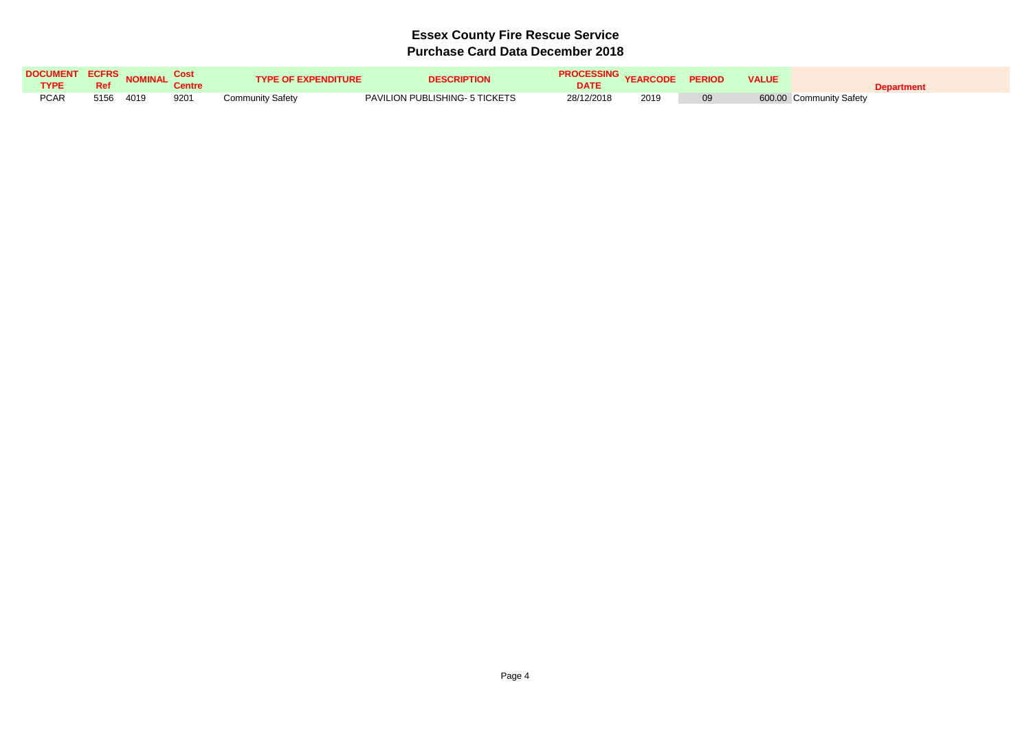# Essex County Fire Rescue Service
## Purchase Card Data December 2018

| DOCUMENT TYPE | ECFRS Ref | NOMINAL | Cost Centre | TYPE OF EXPENDITURE | DESCRIPTION | PROCESSING DATE | YEARCODE | PERIOD | VALUE | Department |
|---|---|---|---|---|---|---|---|---|---|---|
| PCAR | 5156 | 4019 | 9201 | Community Safety | PAVILION PUBLISHING- 5 TICKETS | 28/12/2018 | 2019 | 09 | 600.00 | Community Safety |